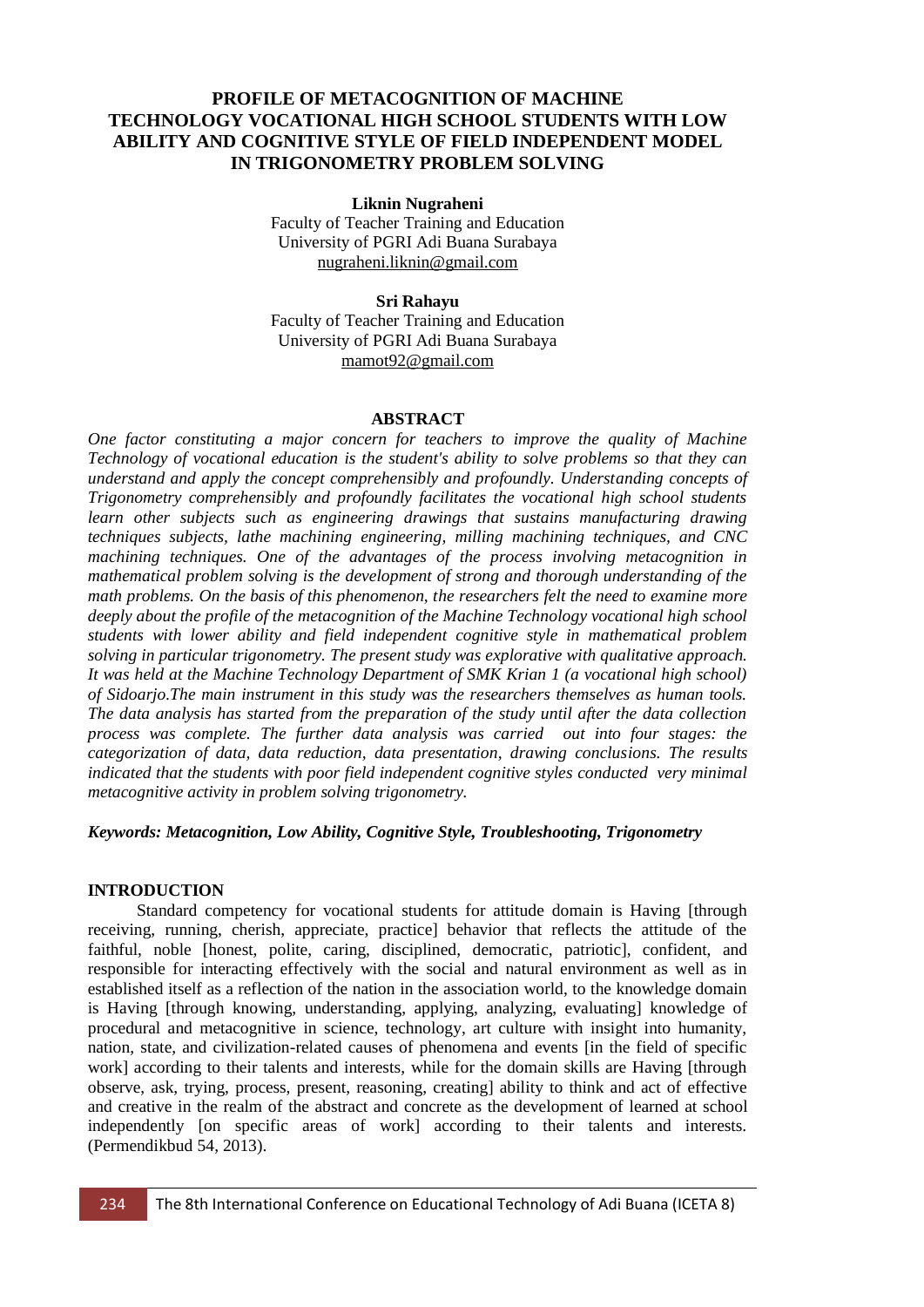# PROFILE OF METACOGNITION OF MACHINE TECHNOLOGY VOCATIONAL HIGH SCHOOL STUDENTS WITH LOW ABILITY AND COGNITIVE STYLE OF FIELD INDEPENDENT MODEL IN TRIGONOMETRY PROBLEM SOLVING

**Liknin Nugraheni**
Faculty of Teacher Training and Education
University of PGRI Adi Buana Surabaya
nugraheni.liknin@gmail.com

**Sri Rahayu**
Faculty of Teacher Training and Education
University of PGRI Adi Buana Surabaya
mamot92@gmail.com

## ABSTRACT

*One factor constituting a major concern for teachers to improve the quality of Machine Technology of vocational education is the student's ability to solve problems so that they can understand and apply the concept comprehensibly and profoundly. Understanding concepts of Trigonometry comprehensibly and profoundly facilitates the vocational high school students learn other subjects such as engineering drawings that sustains manufacturing drawing techniques subjects, lathe machining engineering, milling machining techniques, and CNC machining techniques. One of the advantages of the process involving metacognition in mathematical problem solving is the development of strong and thorough understanding of the math problems. On the basis of this phenomenon, the researchers felt the need to examine more deeply about the profile of the metacognition of the Machine Technology vocational high school students with lower ability and field independent cognitive style in mathematical problem solving in particular trigonometry. The present study was explorative with qualitative approach. It was held at the Machine Technology Department of SMK Krian 1 (a vocational high school) of Sidoarjo.The main instrument in this study was the researchers themselves as human tools. The data analysis has started from the preparation of the study until after the data collection process was complete. The further data analysis was carried out into four stages: the categorization of data, data reduction, data presentation, drawing conclusions. The results indicated that the students with poor field independent cognitive styles conducted very minimal metacognitive activity in problem solving trigonometry.*

***Keywords: Metacognition, Low Ability, Cognitive Style, Troubleshooting, Trigonometry***

## INTRODUCTION

Standard competency for vocational students for attitude domain is Having [through receiving, running, cherish, appreciate, practice] behavior that reflects the attitude of the faithful, noble [honest, polite, caring, disciplined, democratic, patriotic], confident, and responsible for interacting effectively with the social and natural environment as well as in established itself as a reflection of the nation in the association world, to the knowledge domain is Having [through knowing, understanding, applying, analyzing, evaluating] knowledge of procedural and metacognitive in science, technology, art culture with insight into humanity, nation, state, and civilization-related causes of phenomena and events [in the field of specific work] according to their talents and interests, while for the domain skills are Having [through observe, ask, trying, process, present, reasoning, creating] ability to think and act of effective and creative in the realm of the abstract and concrete as the development of learned at school independently [on specific areas of work] according to their talents and interests. (Permendikbud 54, 2013).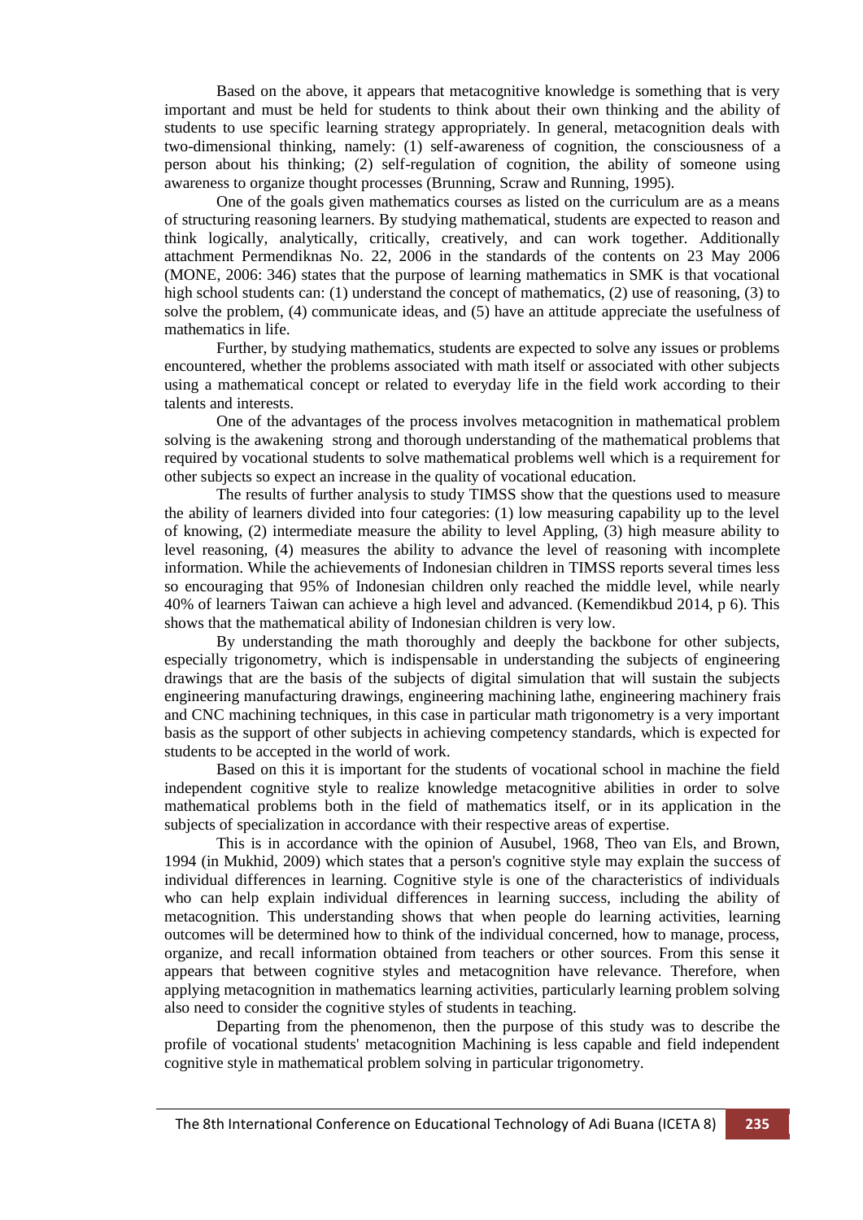Based on the above, it appears that metacognitive knowledge is something that is very important and must be held for students to think about their own thinking and the ability of students to use specific learning strategy appropriately. In general, metacognition deals with two-dimensional thinking, namely: (1) self-awareness of cognition, the consciousness of a person about his thinking; (2) self-regulation of cognition, the ability of someone using awareness to organize thought processes (Brunning, Scraw and Running, 1995).

One of the goals given mathematics courses as listed on the curriculum are as a means of structuring reasoning learners. By studying mathematical, students are expected to reason and think logically, analytically, critically, creatively, and can work together. Additionally attachment Permendiknas No. 22, 2006 in the standards of the contents on 23 May 2006 (MONE, 2006: 346) states that the purpose of learning mathematics in SMK is that vocational high school students can: (1) understand the concept of mathematics, (2) use of reasoning, (3) to solve the problem, (4) communicate ideas, and (5) have an attitude appreciate the usefulness of mathematics in life.

Further, by studying mathematics, students are expected to solve any issues or problems encountered, whether the problems associated with math itself or associated with other subjects using a mathematical concept or related to everyday life in the field work according to their talents and interests.

One of the advantages of the process involves metacognition in mathematical problem solving is the awakening strong and thorough understanding of the mathematical problems that required by vocational students to solve mathematical problems well which is a requirement for other subjects so expect an increase in the quality of vocational education.

The results of further analysis to study TIMSS show that the questions used to measure the ability of learners divided into four categories: (1) low measuring capability up to the level of knowing, (2) intermediate measure the ability to level Appling, (3) high measure ability to level reasoning, (4) measures the ability to advance the level of reasoning with incomplete information. While the achievements of Indonesian children in TIMSS reports several times less so encouraging that 95% of Indonesian children only reached the middle level, while nearly 40% of learners Taiwan can achieve a high level and advanced. (Kemendikbud 2014, p 6). This shows that the mathematical ability of Indonesian children is very low.

By understanding the math thoroughly and deeply the backbone for other subjects, especially trigonometry, which is indispensable in understanding the subjects of engineering drawings that are the basis of the subjects of digital simulation that will sustain the subjects engineering manufacturing drawings, engineering machining lathe, engineering machinery frais and CNC machining techniques, in this case in particular math trigonometry is a very important basis as the support of other subjects in achieving competency standards, which is expected for students to be accepted in the world of work.

Based on this it is important for the students of vocational school in machine the field independent cognitive style to realize knowledge metacognitive abilities in order to solve mathematical problems both in the field of mathematics itself, or in its application in the subjects of specialization in accordance with their respective areas of expertise.

This is in accordance with the opinion of Ausubel, 1968, Theo van Els, and Brown, 1994 (in Mukhid, 2009) which states that a person's cognitive style may explain the success of individual differences in learning. Cognitive style is one of the characteristics of individuals who can help explain individual differences in learning success, including the ability of metacognition. This understanding shows that when people do learning activities, learning outcomes will be determined how to think of the individual concerned, how to manage, process, organize, and recall information obtained from teachers or other sources. From this sense it appears that between cognitive styles and metacognition have relevance. Therefore, when applying metacognition in mathematics learning activities, particularly learning problem solving also need to consider the cognitive styles of students in teaching.

Departing from the phenomenon, then the purpose of this study was to describe the profile of vocational students' metacognition Machining is less capable and field independent cognitive style in mathematical problem solving in particular trigonometry.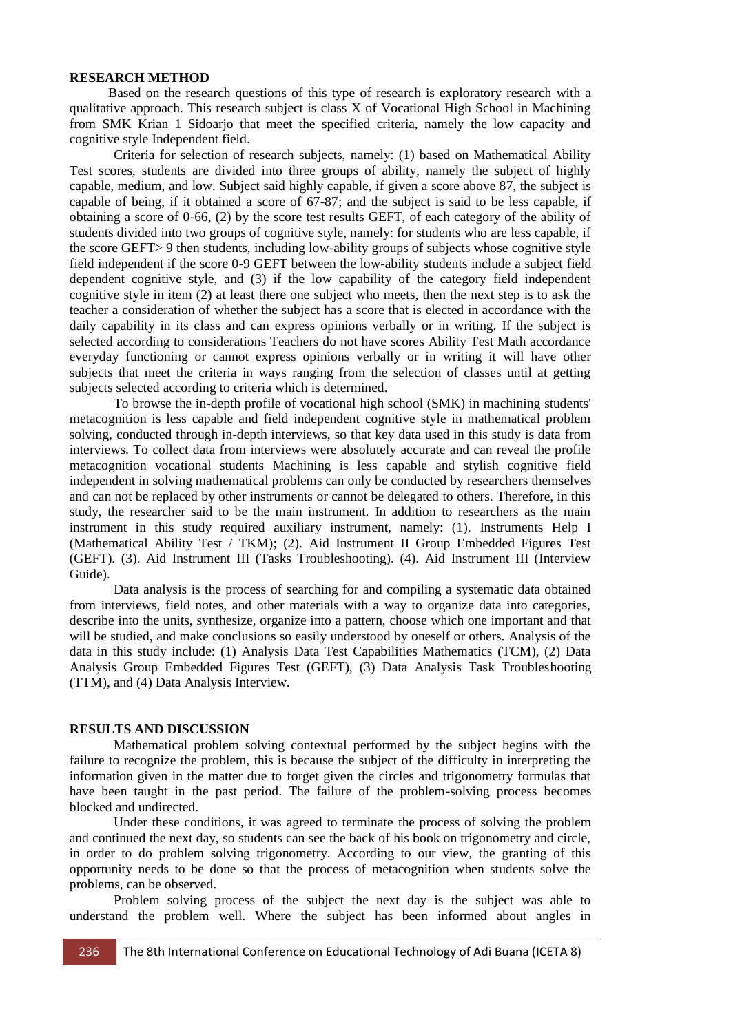## RESEARCH METHOD

Based on the research questions of this type of research is exploratory research with a qualitative approach. This research subject is class X of Vocational High School in Machining from SMK Krian 1 Sidoarjo that meet the specified criteria, namely the low capacity and cognitive style Independent field.

Criteria for selection of research subjects, namely: (1) based on Mathematical Ability Test scores, students are divided into three groups of ability, namely the subject of highly capable, medium, and low. Subject said highly capable, if given a score above 87, the subject is capable of being, if it obtained a score of 67-87; and the subject is said to be less capable, if obtaining a score of 0-66, (2) by the score test results GEFT, of each category of the ability of students divided into two groups of cognitive style, namely: for students who are less capable, if the score GEFT> 9 then students, including low-ability groups of subjects whose cognitive style field independent if the score 0-9 GEFT between the low-ability students include a subject field dependent cognitive style, and (3) if the low capability of the category field independent cognitive style in item (2) at least there one subject who meets, then the next step is to ask the teacher a consideration of whether the subject has a score that is elected in accordance with the daily capability in its class and can express opinions verbally or in writing. If the subject is selected according to considerations Teachers do not have scores Ability Test Math accordance everyday functioning or cannot express opinions verbally or in writing it will have other subjects that meet the criteria in ways ranging from the selection of classes until at getting subjects selected according to criteria which is determined.

To browse the in-depth profile of vocational high school (SMK) in machining students' metacognition is less capable and field independent cognitive style in mathematical problem solving, conducted through in-depth interviews, so that key data used in this study is data from interviews. To collect data from interviews were absolutely accurate and can reveal the profile metacognition vocational students Machining is less capable and stylish cognitive field independent in solving mathematical problems can only be conducted by researchers themselves and can not be replaced by other instruments or cannot be delegated to others. Therefore, in this study, the researcher said to be the main instrument. In addition to researchers as the main instrument in this study required auxiliary instrument, namely: (1). Instruments Help I (Mathematical Ability Test / TKM); (2). Aid Instrument II Group Embedded Figures Test (GEFT). (3). Aid Instrument III (Tasks Troubleshooting). (4). Aid Instrument III (Interview Guide).

Data analysis is the process of searching for and compiling a systematic data obtained from interviews, field notes, and other materials with a way to organize data into categories, describe into the units, synthesize, organize into a pattern, choose which one important and that will be studied, and make conclusions so easily understood by oneself or others. Analysis of the data in this study include: (1) Analysis Data Test Capabilities Mathematics (TCM), (2) Data Analysis Group Embedded Figures Test (GEFT), (3) Data Analysis Task Troubleshooting (TTM), and (4) Data Analysis Interview.

## RESULTS AND DISCUSSION

Mathematical problem solving contextual performed by the subject begins with the failure to recognize the problem, this is because the subject of the difficulty in interpreting the information given in the matter due to forget given the circles and trigonometry formulas that have been taught in the past period. The failure of the problem-solving process becomes blocked and undirected.

Under these conditions, it was agreed to terminate the process of solving the problem and continued the next day, so students can see the back of his book on trigonometry and circle, in order to do problem solving trigonometry. According to our view, the granting of this opportunity needs to be done so that the process of metacognition when students solve the problems, can be observed.

Problem solving process of the subject the next day is the subject was able to understand the problem well. Where the subject has been informed about angles in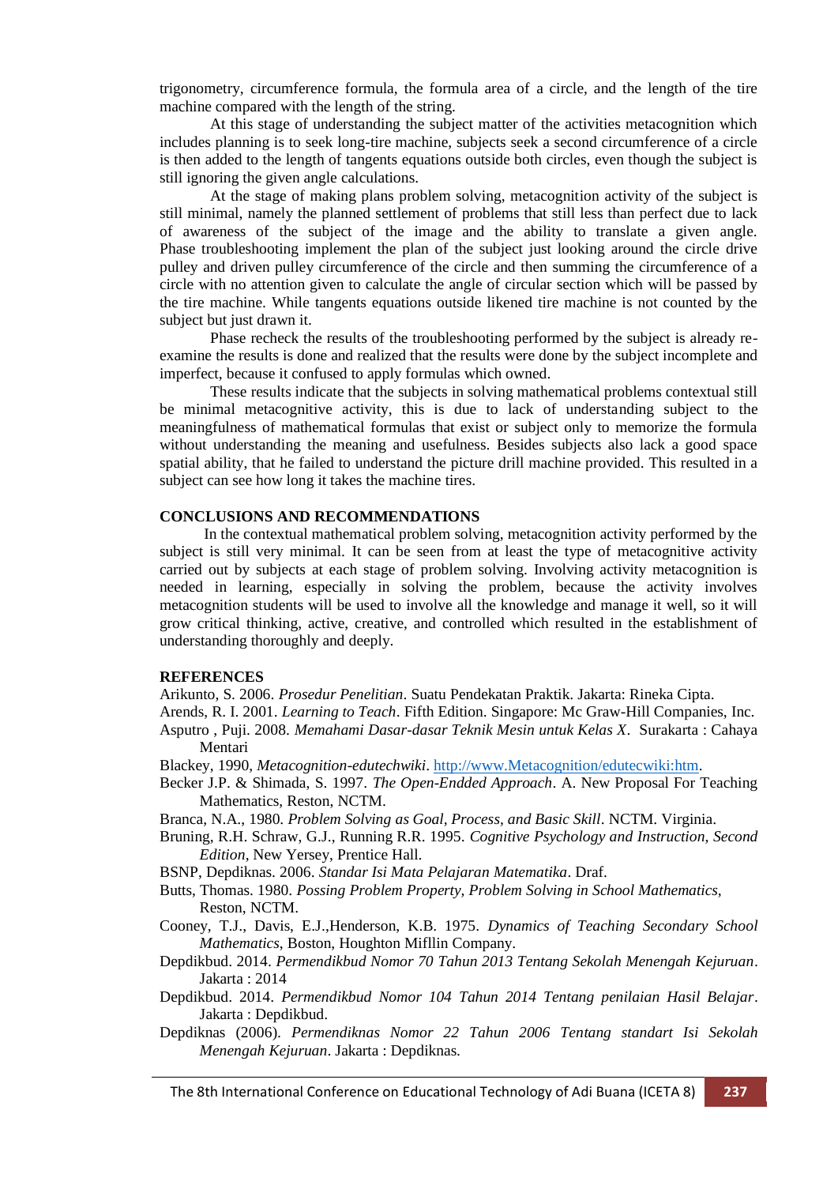trigonometry, circumference formula, the formula area of a circle, and the length of the tire machine compared with the length of the string.

At this stage of understanding the subject matter of the activities metacognition which includes planning is to seek long-tire machine, subjects seek a second circumference of a circle is then added to the length of tangents equations outside both circles, even though the subject is still ignoring the given angle calculations.

At the stage of making plans problem solving, metacognition activity of the subject is still minimal, namely the planned settlement of problems that still less than perfect due to lack of awareness of the subject of the image and the ability to translate a given angle. Phase troubleshooting implement the plan of the subject just looking around the circle drive pulley and driven pulley circumference of the circle and then summing the circumference of a circle with no attention given to calculate the angle of circular section which will be passed by the tire machine. While tangents equations outside likened tire machine is not counted by the subject but just drawn it.

Phase recheck the results of the troubleshooting performed by the subject is already re-examine the results is done and realized that the results were done by the subject incomplete and imperfect, because it confused to apply formulas which owned.

These results indicate that the subjects in solving mathematical problems contextual still be minimal metacognitive activity, this is due to lack of understanding subject to the meaningfulness of mathematical formulas that exist or subject only to memorize the formula without understanding the meaning and usefulness. Besides subjects also lack a good space spatial ability, that he failed to understand the picture drill machine provided. This resulted in a subject can see how long it takes the machine tires.

## CONCLUSIONS AND RECOMMENDATIONS

In the contextual mathematical problem solving, metacognition activity performed by the subject is still very minimal. It can be seen from at least the type of metacognitive activity carried out by subjects at each stage of problem solving. Involving activity metacognition is needed in learning, especially in solving the problem, because the activity involves metacognition students will be used to involve all the knowledge and manage it well, so it will grow critical thinking, active, creative, and controlled which resulted in the establishment of understanding thoroughly and deeply.

## REFERENCES

Arikunto, S. 2006. *Prosedur Penelitian*. Suatu Pendekatan Praktik. Jakarta: Rineka Cipta.

Arends, R. I. 2001. *Learning to Teach*. Fifth Edition. Singapore: Mc Graw-Hill Companies, Inc.

Asputro , Puji. 2008. *Memahami Dasar-dasar Teknik Mesin untuk Kelas X*. Surakarta : Cahaya Mentari

Blackey, 1990, *Metacognition-edutechwiki*. http://www.Metacognition/edutecwiki:htm.

Becker J.P. & Shimada, S. 1997. *The Open-Endded Approach*. A. New Proposal For Teaching Mathematics, Reston, NCTM.

Branca, N.A., 1980. *Problem Solving as Goal, Process, and Basic Skill*. NCTM. Virginia.

Bruning, R.H. Schraw, G.J., Running R.R. 1995. *Cognitive Psychology and Instruction, Second Edition*, New Yersey, Prentice Hall.

BSNP, Depdiknas. 2006. *Standar Isi Mata Pelajaran Matematika*. Draf.

Butts, Thomas. 1980. *Possing Problem Property, Problem Solving in School Mathematics*, Reston, NCTM.

Cooney, T.J., Davis, E.J.,Henderson, K.B. 1975. *Dynamics of Teaching Secondary School Mathematics*, Boston, Houghton Mifllin Company.

Depdikbud. 2014. *Permendikbud Nomor 70 Tahun 2013 Tentang Sekolah Menengah Kejuruan*. Jakarta : 2014

Depdikbud. 2014. *Permendikbud Nomor 104 Tahun 2014 Tentang penilaian Hasil Belajar*. Jakarta : Depdikbud.

Depdiknas (2006). *Permendiknas Nomor 22 Tahun 2006 Tentang standart Isi Sekolah Menengah Kejuruan*. Jakarta : Depdiknas.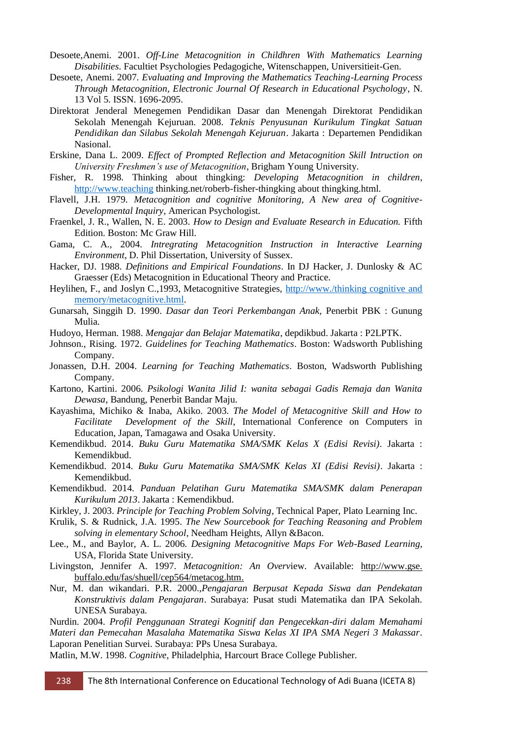Desoete,Anemi. 2001. *Off-Line Metacognition in Childhren With Mathematics Learning Disabilities*. Facultiet Psychologies Pedagogiche, Witenschappen, Universitieit-Gen.

Desoete, Anemi. 2007. *Evaluating and Improving the Mathematics Teaching-Learning Process Through Metacognition, Electronic Journal Of Research in Educational Psychology*, N. 13 Vol 5. ISSN. 1696-2095.

Direktorat Jenderal Menegemen Pendidikan Dasar dan Menengah Direktorat Pendidikan Sekolah Menengah Kejuruan. 2008. *Teknis Penyusunan Kurikulum Tingkat Satuan Pendidikan dan Silabus Sekolah Menengah Kejuruan*. Jakarta : Departemen Pendidikan Nasional.

Erskine, Dana L. 2009. *Effect of Prompted Reflection and Metacognition Skill Intruction on University Freshmen's use of Metacognition*, Brigham Young University.

Fisher, R. 1998. Thinking about thingking: *Developing Metacognition in children*, http://www.teaching thinking.net/roberb-fisher-thingking about thingking.html.

Flavell, J.H. 1979. *Metacognition and cognitive Monitoring, A New area of Cognitive-Developmental Inquiry*, American Psychologist.

Fraenkel, J. R., Wallen, N. E. 2003. *How to Design and Evaluate Research in Education.* Fifth Edition. Boston: Mc Graw Hill.

Gama, C. A., 2004. *Intregrating Metacognition Instruction in Interactive Learning Environment*, D. Phil Dissertation, University of Sussex.

Hacker, DJ. 1988. *Definitions and Empirical Foundations*. In DJ Hacker, J. Dunlosky & AC Graesser (Eds) Metacognition in Educational Theory and Practice.

Heylihen, F., and Joslyn C.,1993, Metacognitive Strategies, http://www./thinking cognitive and memory/metacognitive.html.

Gunarsah, Singgih D. 1990. *Dasar dan Teori Perkembangan Anak,* Penerbit PBK : Gunung Mulia.

Hudoyo, Herman. 1988. *Mengajar dan Belajar Matematika*, depdikbud. Jakarta : P2LPTK.

Johnson., Rising. 1972. *Guidelines for Teaching Mathematics*. Boston: Wadsworth Publishing Company.

Jonassen, D.H. 2004. *Learning for Teaching Mathematics*. Boston, Wadsworth Publishing Company.

Kartono, Kartini. 2006. *Psikologi Wanita Jilid I: wanita sebagai Gadis Remaja dan Wanita Dewasa*, Bandung, Penerbit Bandar Maju.

Kayashima, Michiko & Inaba, Akiko. 2003. *The Model of Metacognitive Skill and How to Facilitate Development of the Skill*, International Conference on Computers in Education, Japan, Tamagawa and Osaka University.

Kemendikbud. 2014. *Buku Guru Matematika SMA/SMK Kelas X (Edisi Revisi)*. Jakarta : Kemendikbud.

Kemendikbud. 2014. *Buku Guru Matematika SMA/SMK Kelas XI (Edisi Revisi)*. Jakarta : Kemendikbud.

Kemendikbud. 2014. *Panduan Pelatihan Guru Matematika SMA/SMK dalam Penerapan Kurikulum 2013*. Jakarta : Kemendikbud.

Kirkley, J. 2003. *Principle for Teaching Problem Solving*, Technical Paper, Plato Learning Inc.

Krulik, S. & Rudnick, J.A. 1995. *The New Sourcebook for Teaching Reasoning and Problem solving in elementary School*, Needham Heights, Allyn &Bacon.

Lee., M., and Baylor, A. L. 2006. *Designing Metacognitive Maps For Web-Based Learning*, USA, Florida State University.

Livingston, Jennifer A. 1997. *Metacognition: An Overview*. Available: http://www.gse.buffalo.edu/fas/shuell/cep564/metacog.htm.

Nur, M. dan wikandari. P.R. 2000.,*Pengajaran Berpusat Kepada Siswa dan Pendekatan Konstruktivis dalam Pengajaran*. Surabaya: Pusat studi Matematika dan IPA Sekolah. UNESA Surabaya.

Nurdin. 2004. *Profil Penggunaan Strategi Kognitif dan Pengecekkan-diri dalam Memahami Materi dan Pemecahan Masalaha Matematika Siswa Kelas XI IPA SMA Negeri 3 Makassar*. Laporan Penelitian Survei. Surabaya: PPs Unesa Surabaya.

Matlin, M.W. 1998. *Cognitive*, Philadelphia, Harcourt Brace College Publisher.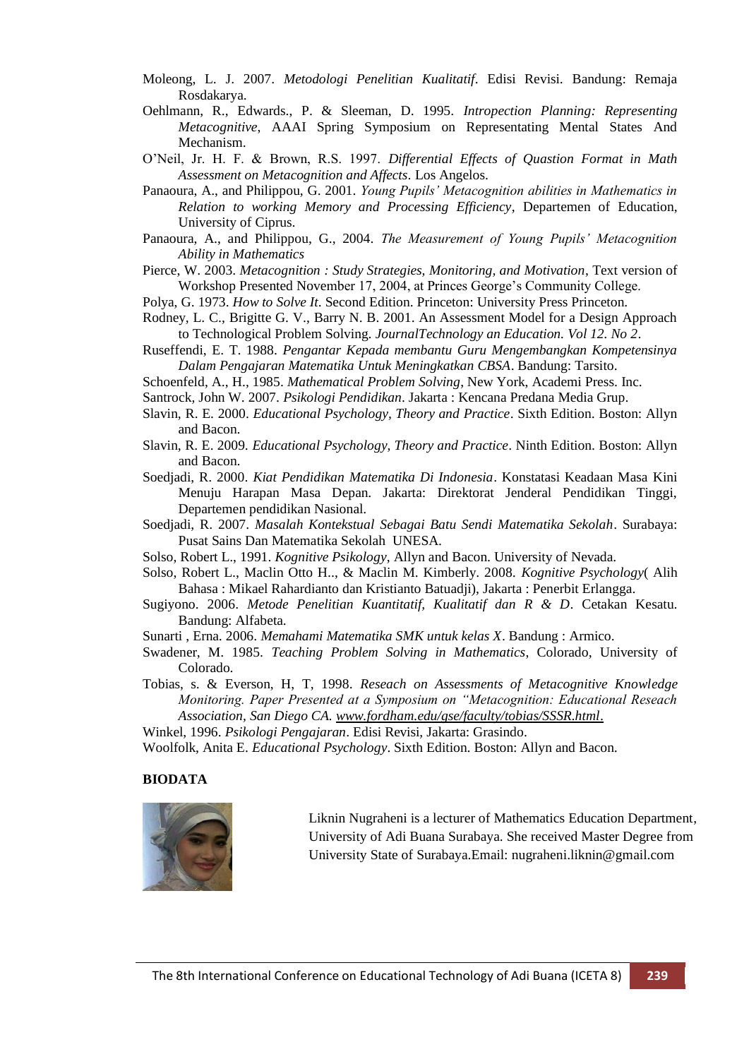Moleong, L. J. 2007. *Metodologi Penelitian Kualitatif*. Edisi Revisi. Bandung: Remaja Rosdakarya.

Oehlmann, R., Edwards., P. & Sleeman, D. 1995. *Intropection Planning: Representing Metacognitive*, AAAI Spring Symposium on Representating Mental States And Mechanism.

O'Neil, Jr. H. F. & Brown, R.S. 1997. *Differential Effects of Quastion Format in Math Assessment on Metacognition and Affects*. Los Angelos.

Panaoura, A., and Philippou, G. 2001. *Young Pupils' Metacognition abilities in Mathematics in Relation to working Memory and Processing Efficiency*, Departemen of Education, University of Ciprus.

Panaoura, A., and Philippou, G., 2004. *The Measurement of Young Pupils' Metacognition Ability in Mathematics*

Pierce, W. 2003. *Metacognition : Study Strategies, Monitoring, and Motivation*, Text version of Workshop Presented November 17, 2004, at Princes George's Community College.

Polya, G. 1973. *How to Solve It*. Second Edition. Princeton: University Press Princeton.

Rodney, L. C., Brigitte G. V., Barry N. B. 2001. An Assessment Model for a Design Approach to Technological Problem Solving. *JournalTechnology an Education. Vol 12. No 2*.

Ruseffendi, E. T. 1988. *Pengantar Kepada membantu Guru Mengembangkan Kompetensinya Dalam Pengajaran Matematika Untuk Meningkatkan CBSA*. Bandung: Tarsito.

Schoenfeld, A., H., 1985. *Mathematical Problem Solving*, New York, Academi Press. Inc.

Santrock, John W. 2007. *Psikologi Pendidikan*. Jakarta : Kencana Predana Media Grup.

Slavin, R. E. 2000. *Educational Psychology, Theory and Practice*. Sixth Edition. Boston: Allyn and Bacon.

Slavin, R. E. 2009. *Educational Psychology, Theory and Practice*. Ninth Edition. Boston: Allyn and Bacon.

Soedjadi, R. 2000. *Kiat Pendidikan Matematika Di Indonesia*. Konstatasi Keadaan Masa Kini Menuju Harapan Masa Depan. Jakarta: Direktorat Jenderal Pendidikan Tinggi, Departemen pendidikan Nasional.

Soedjadi, R. 2007. *Masalah Kontekstual Sebagai Batu Sendi Matematika Sekolah*. Surabaya: Pusat Sains Dan Matematika Sekolah UNESA.

Solso, Robert L., 1991. *Kognitive Psikology*, Allyn and Bacon. University of Nevada.

Solso, Robert L., Maclin Otto H.., & Maclin M. Kimberly. 2008. *Kognitive Psychology*( Alih Bahasa : Mikael Rahardianto dan Kristianto Batuadji), Jakarta : Penerbit Erlangga.

Sugiyono. 2006. *Metode Penelitian Kuantitatif, Kualitatif dan R & D*. Cetakan Kesatu. Bandung: Alfabeta.

Sunarti , Erna. 2006. *Memahami Matematika SMK untuk kelas X*. Bandung : Armico.

Swadener, M. 1985. *Teaching Problem Solving in Mathematics*, Colorado, University of Colorado.

Tobias, s. & Everson, H, T, 1998. *Reseach on Assessments of Metacognitive Knowledge Monitoring. Paper Presented at a Symposium on "Metacognition: Educational Reseach Association, San Diego CA. www.fordham.edu/gse/faculty/tobias/SSSR.html.*

Winkel, 1996. *Psikologi Pengajaran*. Edisi Revisi, Jakarta: Grasindo.

Woolfolk, Anita E. *Educational Psychology*. Sixth Edition. Boston: Allyn and Bacon.

**BIODATA**

Liknin Nugraheni is a lecturer of Mathematics Education Department, University of Adi Buana Surabaya. She received Master Degree from University State of Surabaya.Email: nugraheni.liknin@gmail.com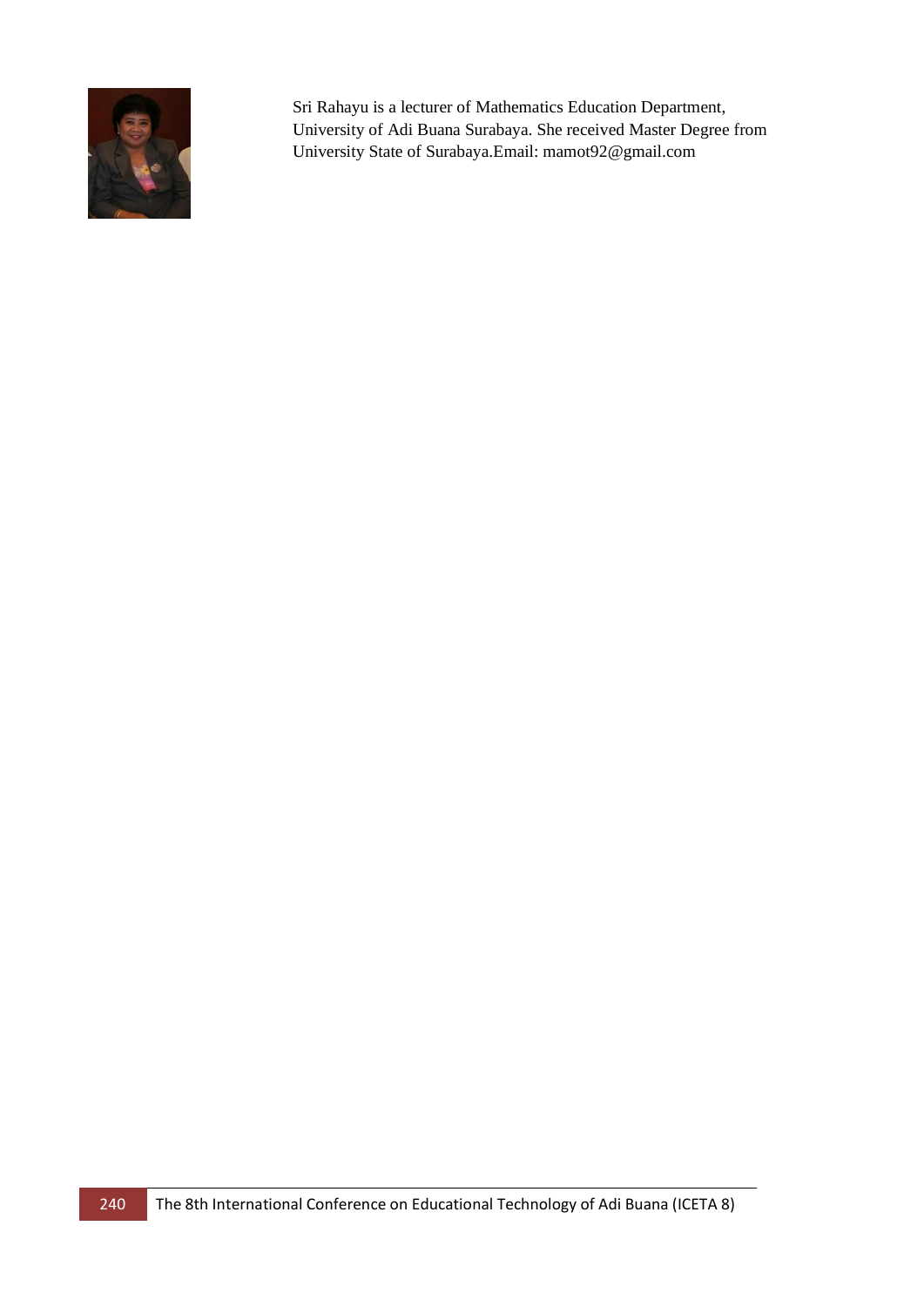Sri Rahayu is a lecturer of Mathematics Education Department, University of Adi Buana Surabaya. She received Master Degree from University State of Surabaya.Email: mamot92@gmail.com